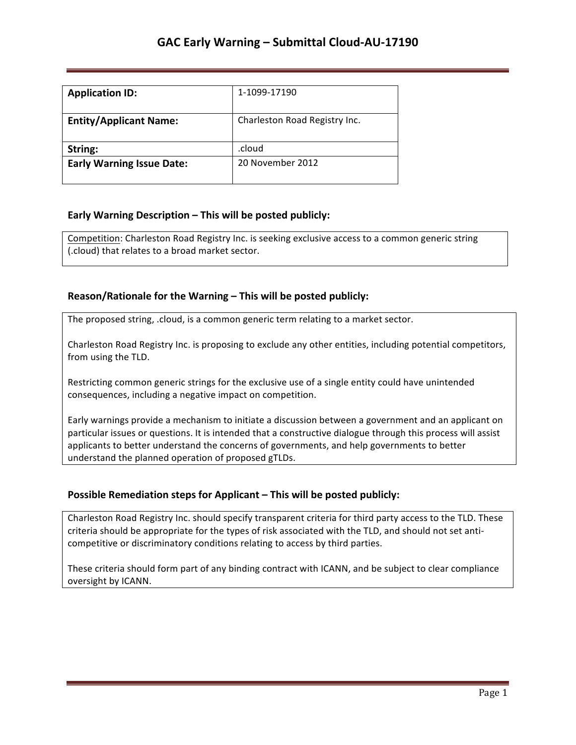# GAC Early Warning – Submittal Cloud-AU-17190

| **Application ID:** | 1-1099-17190 |
|---|---|
| **Entity/Applicant Name:** | Charleston Road Registry Inc. |
| **String:** | .cloud |
| **Early Warning Issue Date:** | 20 November 2012 |

## Early Warning Description – This will be posted publicly:

Competition: Charleston Road Registry Inc. is seeking exclusive access to a common generic string (.cloud) that relates to a broad market sector.

## Reason/Rationale for the Warning – This will be posted publicly:

The proposed string, .cloud, is a common generic term relating to a market sector.

Charleston Road Registry Inc. is proposing to exclude any other entities, including potential competitors, from using the TLD.

Restricting common generic strings for the exclusive use of a single entity could have unintended consequences, including a negative impact on competition.

Early warnings provide a mechanism to initiate a discussion between a government and an applicant on particular issues or questions. It is intended that a constructive dialogue through this process will assist applicants to better understand the concerns of governments, and help governments to better understand the planned operation of proposed gTLDs.

## Possible Remediation steps for Applicant – This will be posted publicly:

Charleston Road Registry Inc. should specify transparent criteria for third party access to the TLD. These criteria should be appropriate for the types of risk associated with the TLD, and should not set anti-competitive or discriminatory conditions relating to access by third parties.

These criteria should form part of any binding contract with ICANN, and be subject to clear compliance oversight by ICANN.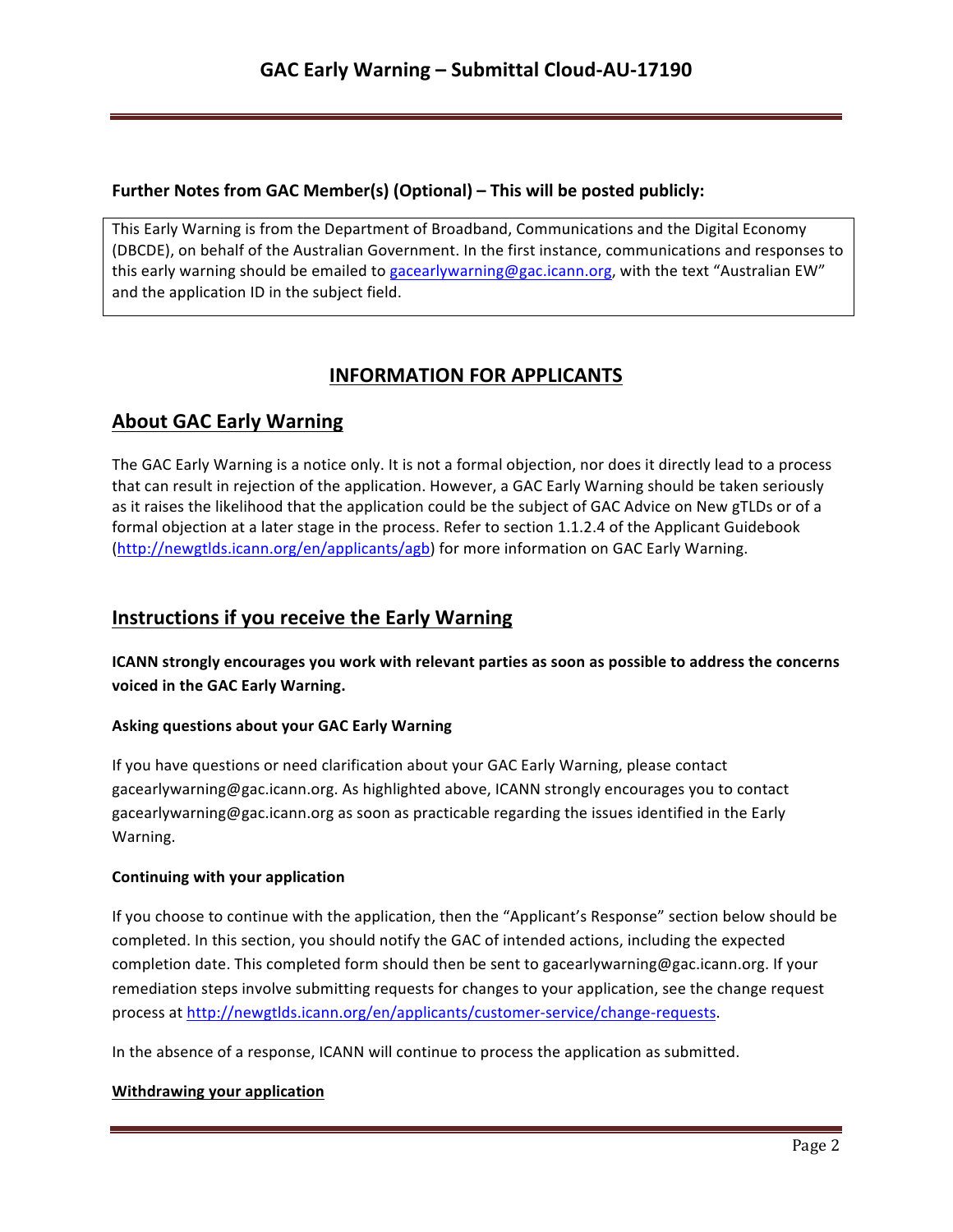**Further Notes from GAC Member(s) (Optional) – This will be posted publicly:**

This Early Warning is from the Department of Broadband, Communications and the Digital Economy (DBCDE), on behalf of the Australian Government. In the first instance, communications and responses to this early warning should be emailed to gacearlywarning@gac.icann.org, with the text "Australian EW" and the application ID in the subject field.

## INFORMATION FOR APPLICANTS

## About GAC Early Warning

The GAC Early Warning is a notice only. It is not a formal objection, nor does it directly lead to a process that can result in rejection of the application. However, a GAC Early Warning should be taken seriously as it raises the likelihood that the application could be the subject of GAC Advice on New gTLDs or of a formal objection at a later stage in the process. Refer to section 1.1.2.4 of the Applicant Guidebook (http://newgtlds.icann.org/en/applicants/agb) for more information on GAC Early Warning.

## Instructions if you receive the Early Warning

**ICANN strongly encourages you work with relevant parties as soon as possible to address the concerns voiced in the GAC Early Warning.**

### Asking questions about your GAC Early Warning

If you have questions or need clarification about your GAC Early Warning, please contact gacearlywarning@gac.icann.org. As highlighted above, ICANN strongly encourages you to contact gacearlywarning@gac.icann.org as soon as practicable regarding the issues identified in the Early Warning.

### Continuing with your application

If you choose to continue with the application, then the "Applicant's Response" section below should be completed. In this section, you should notify the GAC of intended actions, including the expected completion date. This completed form should then be sent to gacearlywarning@gac.icann.org. If your remediation steps involve submitting requests for changes to your application, see the change request process at http://newgtlds.icann.org/en/applicants/customer-service/change-requests.

In the absence of a response, ICANN will continue to process the application as submitted.

### Withdrawing your application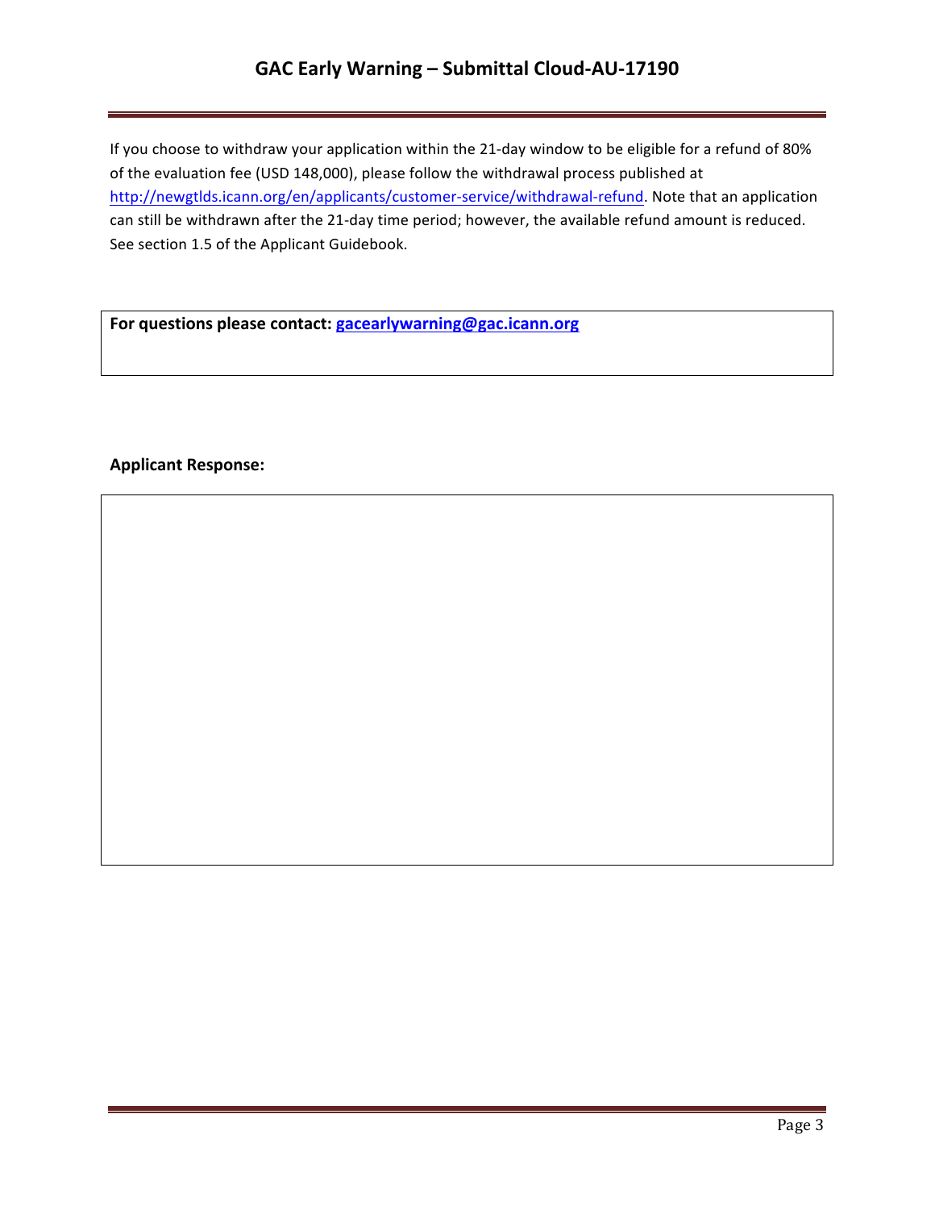If you choose to withdraw your application within the 21-day window to be eligible for a refund of 80% of the evaluation fee (USD 148,000), please follow the withdrawal process published at http://newgtlds.icann.org/en/applicants/customer-service/withdrawal-refund. Note that an application can still be withdrawn after the 21-day time period; however, the available refund amount is reduced. See section 1.5 of the Applicant Guidebook.

**For questions please contact: gacearlywarning@gac.icann.org**

**Applicant Response:**